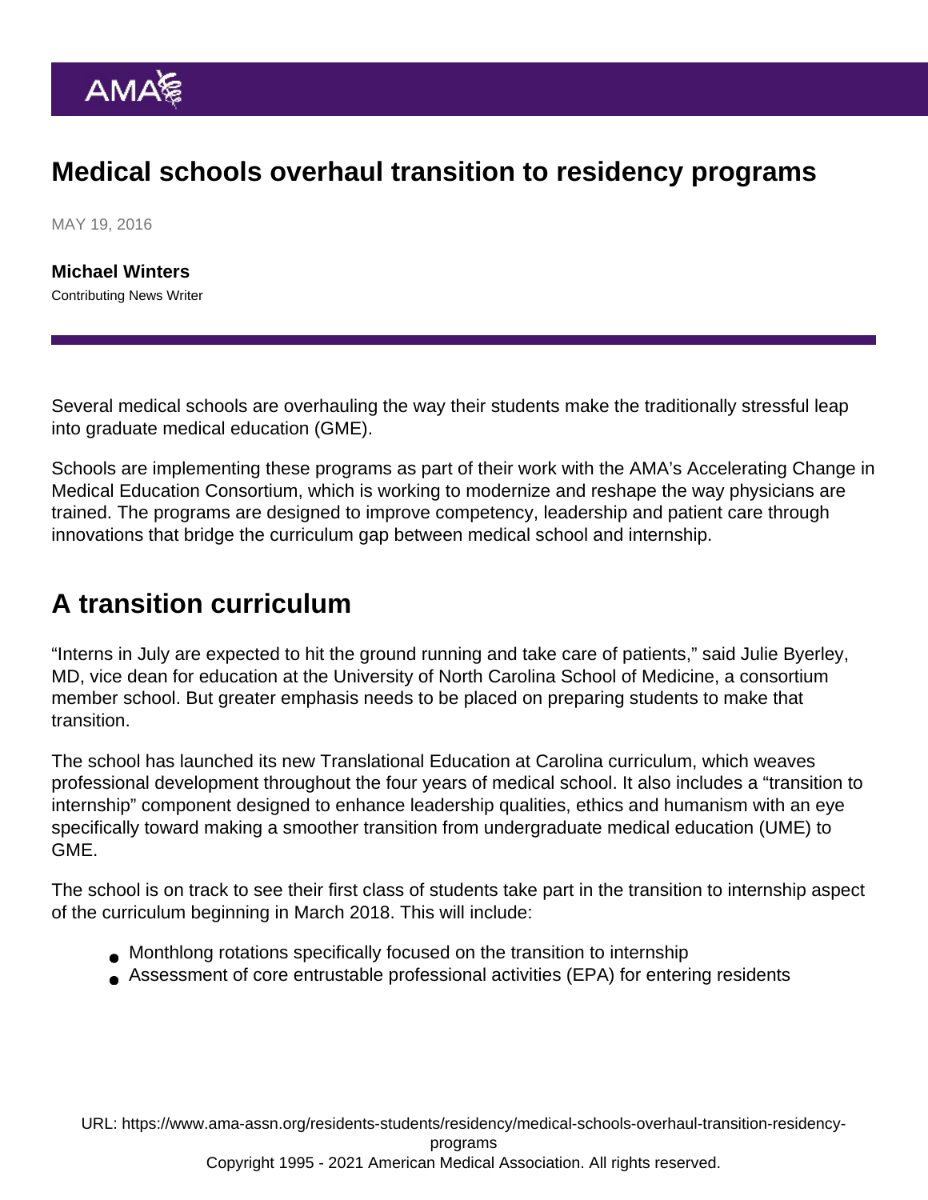# Medical schools overhaul transition to residency programs

MAY 19, 2016

**Michael Winters**
Contributing News Writer

Several medical schools are overhauling the way their students make the traditionally stressful leap into graduate medical education (GME).

Schools are implementing these programs as part of their work with the AMA's Accelerating Change in Medical Education Consortium, which is working to modernize and reshape the way physicians are trained. The programs are designed to improve competency, leadership and patient care through innovations that bridge the curriculum gap between medical school and internship.

## A transition curriculum

"Interns in July are expected to hit the ground running and take care of patients," said Julie Byerley, MD, vice dean for education at the University of North Carolina School of Medicine, a consortium member school. But greater emphasis needs to be placed on preparing students to make that transition.

The school has launched its new Translational Education at Carolina curriculum, which weaves professional development throughout the four years of medical school. It also includes a "transition to internship" component designed to enhance leadership qualities, ethics and humanism with an eye specifically toward making a smoother transition from undergraduate medical education (UME) to GME.

The school is on track to see their first class of students take part in the transition to internship aspect of the curriculum beginning in March 2018. This will include:

- Monthlong rotations specifically focused on the transition to internship
- Assessment of core entrustable professional activities (EPA) for entering residents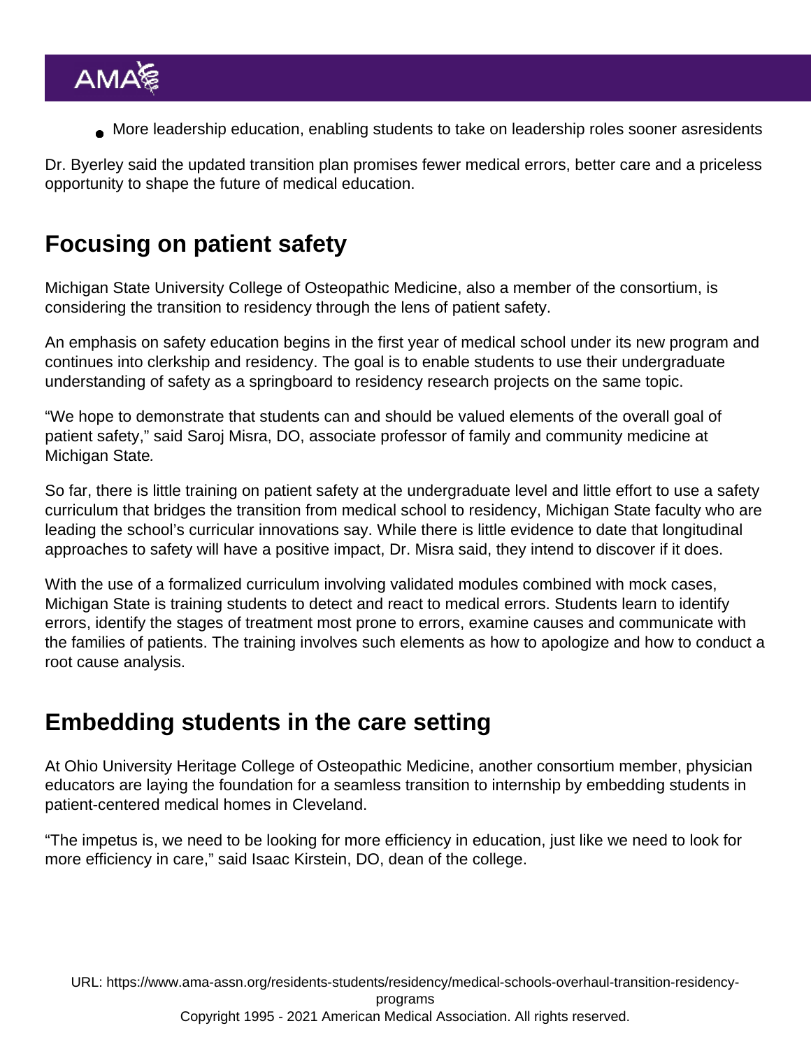- More leadership education, enabling students to take on leadership roles sooner asresidents

Dr. Byerley said the updated transition plan promises fewer medical errors, better care and a priceless opportunity to shape the future of medical education.

## Focusing on patient safety

Michigan State University College of Osteopathic Medicine, also a member of the consortium, is considering the transition to residency through the lens of patient safety.

An emphasis on safety education begins in the first year of medical school under its new program and continues into clerkship and residency. The goal is to enable students to use their undergraduate understanding of safety as a springboard to residency research projects on the same topic.

"We hope to demonstrate that students can and should be valued elements of the overall goal of patient safety," said Saroj Misra, DO, associate professor of family and community medicine at Michigan State*.*

So far, there is little training on patient safety at the undergraduate level and little effort to use a safety curriculum that bridges the transition from medical school to residency, Michigan State faculty who are leading the school's curricular innovations say. While there is little evidence to date that longitudinal approaches to safety will have a positive impact, Dr. Misra said, they intend to discover if it does.

With the use of a formalized curriculum involving validated modules combined with mock cases, Michigan State is training students to detect and react to medical errors. Students learn to identify errors, identify the stages of treatment most prone to errors, examine causes and communicate with the families of patients. The training involves such elements as how to apologize and how to conduct a root cause analysis.

## Embedding students in the care setting

At Ohio University Heritage College of Osteopathic Medicine, another consortium member, physician educators are laying the foundation for a seamless transition to internship by embedding students in patient-centered medical homes in Cleveland.

"The impetus is, we need to be looking for more efficiency in education, just like we need to look for more efficiency in care," said Isaac Kirstein, DO, dean of the college.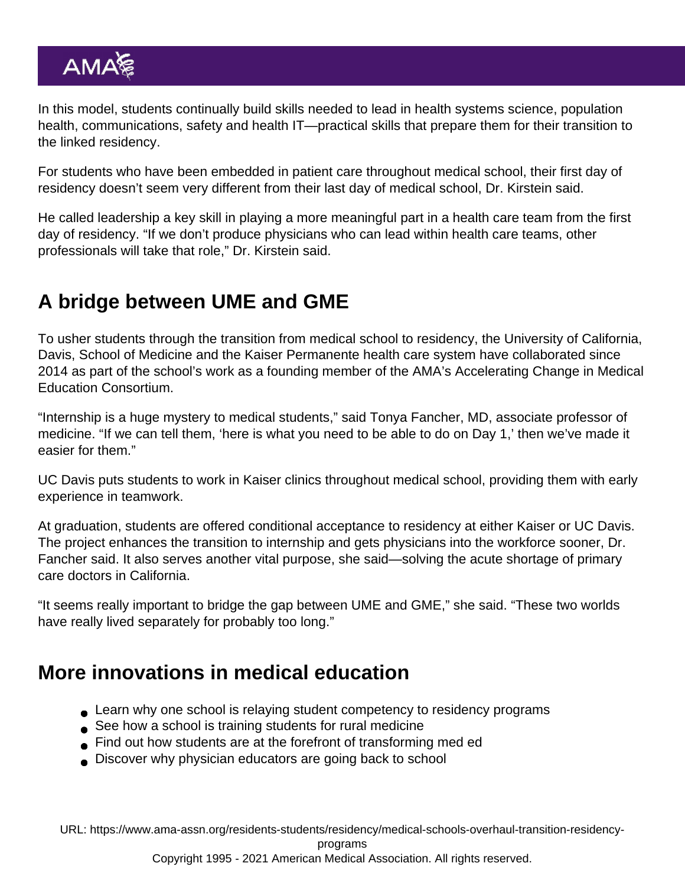In this model, students continually build skills needed to lead in health systems science, population health, communications, safety and health IT—practical skills that prepare them for their transition to the linked residency.

For students who have been embedded in patient care throughout medical school, their first day of residency doesn't seem very different from their last day of medical school, Dr. Kirstein said.

He called leadership a key skill in playing a more meaningful part in a health care team from the first day of residency. "If we don't produce physicians who can lead within health care teams, other professionals will take that role," Dr. Kirstein said.

## A bridge between UME and GME

To usher students through the transition from medical school to residency, the University of California, Davis, School of Medicine and the Kaiser Permanente health care system have collaborated since 2014 as part of the school's work as a founding member of the AMA's Accelerating Change in Medical Education Consortium.

"Internship is a huge mystery to medical students," said Tonya Fancher, MD, associate professor of medicine. "If we can tell them, 'here is what you need to be able to do on Day 1,' then we've made it easier for them."

UC Davis puts students to work in Kaiser clinics throughout medical school, providing them with early experience in teamwork.

At graduation, students are offered conditional acceptance to residency at either Kaiser or UC Davis. The project enhances the transition to internship and gets physicians into the workforce sooner, Dr. Fancher said. It also serves another vital purpose, she said—solving the acute shortage of primary care doctors in California.

"It seems really important to bridge the gap between UME and GME," she said. "These two worlds have really lived separately for probably too long."

## More innovations in medical education

- Learn why one school is relaying student competency to residency programs
- See how a school is training students for rural medicine
- Find out how students are at the forefront of transforming med ed
- Discover why physician educators are going back to school